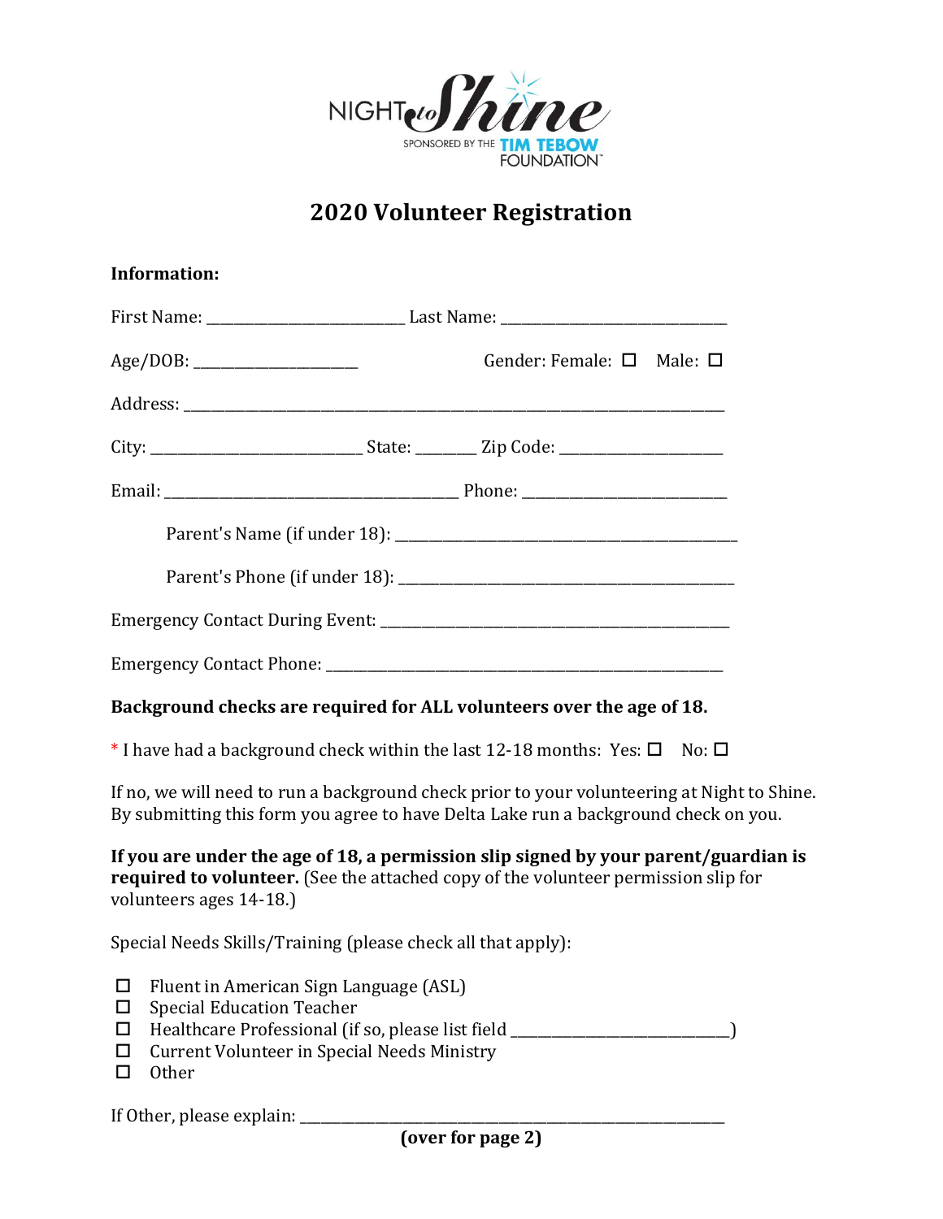NIGHT to Shine

SPONSORED BY THE TIM TEBOW FOUNDATION

# 2020 Volunteer Registration

**Information:**

First Name: _________________________ Last Name: ____________________________

Age/DOB: _____________________ Gender: Female: ☐ Male: ☐

Address: ___________________________________________________________________

City: ___________________________ State: _______ Zip Code: _____________________

Email: ______________________________________ Phone: __________________________

Parent's Name (if under 18): _____________________________________________

Parent's Phone (if under 18): ____________________________________________

Emergency Contact During Event: ____________________________________________

Emergency Contact Phone: ___________________________________________________

**Background checks are required for ALL volunteers over the age of 18.**

\* I have had a background check within the last 12-18 months: Yes: ☐ No: ☐

If no, we will need to run a background check prior to your volunteering at Night to Shine. By submitting this form you agree to have Delta Lake run a background check on you.

**If you are under the age of 18, a permission slip signed by your parent/guardian is required to volunteer.** (See the attached copy of the volunteer permission slip for volunteers ages 14-18.)

Special Needs Skills/Training (please check all that apply):

- ☐ Fluent in American Sign Language (ASL)
- ☐ Special Education Teacher
- ☐ Healthcare Professional (if so, please list field ____________________________)
- ☐ Current Volunteer in Special Needs Ministry
- ☐ Other

If Other, please explain: ______________________________________________________

**(over for page 2)**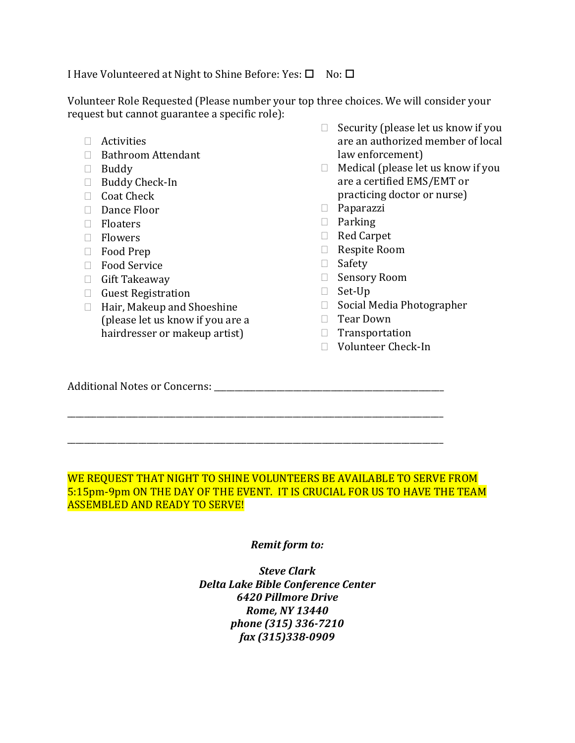I Have Volunteered at Night to Shine Before: Yes: ☐ No: ☐

Volunteer Role Requested (Please number your top three choices. We will consider your request but cannot guarantee a specific role):

- ☐ Activities
- ☐ Bathroom Attendant
- ☐ Buddy
- ☐ Buddy Check-In
- ☐ Coat Check
- ☐ Dance Floor
- ☐ Floaters
- ☐ Flowers
- ☐ Food Prep
- ☐ Food Service
- ☐ Gift Takeaway
- ☐ Guest Registration
- ☐ Hair, Makeup and Shoeshine (please let us know if you are a hairdresser or makeup artist)
- ☐ Security (please let us know if you are an authorized member of local law enforcement)
- ☐ Medical (please let us know if you are a certified EMS/EMT or practicing doctor or nurse)
- ☐ Paparazzi
- ☐ Parking
- ☐ Red Carpet
- ☐ Respite Room
- ☐ Safety
- ☐ Sensory Room
- ☐ Set-Up
- ☐ Social Media Photographer
- ☐ Tear Down
- ☐ Transportation
- ☐ Volunteer Check-In

Additional Notes or Concerns: ______________________________________________________

_____________________________________________________________________________________

_____________________________________________________________________________________

WE REQUEST THAT NIGHT TO SHINE VOLUNTEERS BE AVAILABLE TO SERVE FROM 5:15pm-9pm ON THE DAY OF THE EVENT. IT IS CRUCIAL FOR US TO HAVE THE TEAM ASSEMBLED AND READY TO SERVE!

***Remit form to:***

***Steve Clark***
***Delta Lake Bible Conference Center***
***6420 Pillmore Drive***
***Rome, NY 13440***
***phone (315) 336-7210***
***fax (315)338-0909***